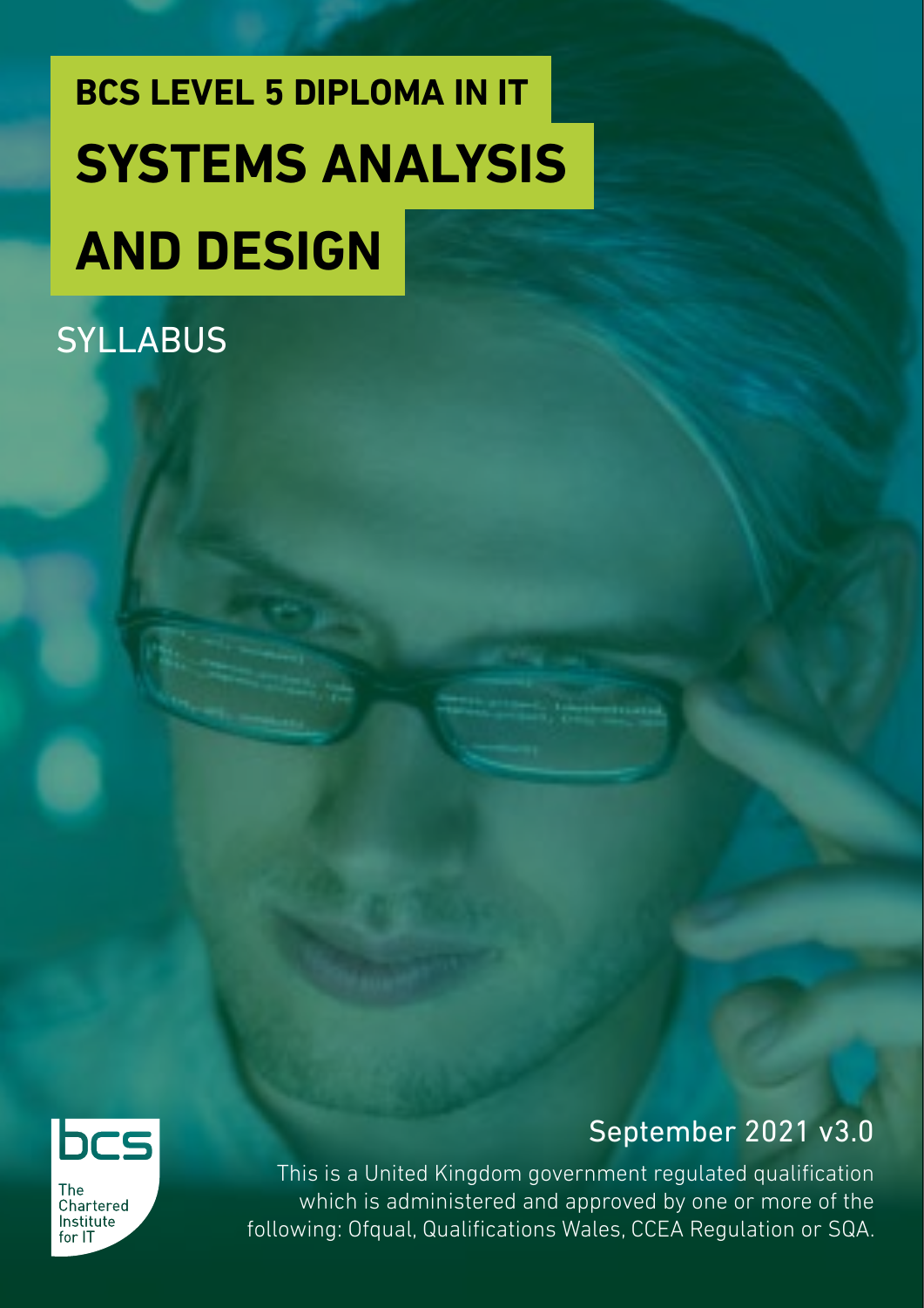# BCS LEVEL 5 DIPLOMA IN IT

# SYSTEMS ANALYSIS AND DESIGN

## SYLLABUS

September 2021 v3.0

This is a United Kingdom government regulated qualification which is administered and approved by one or more of the following: Ofqual, Qualifications Wales, CCEA Regulation or SQA.

bcs The Chartered Institute for IT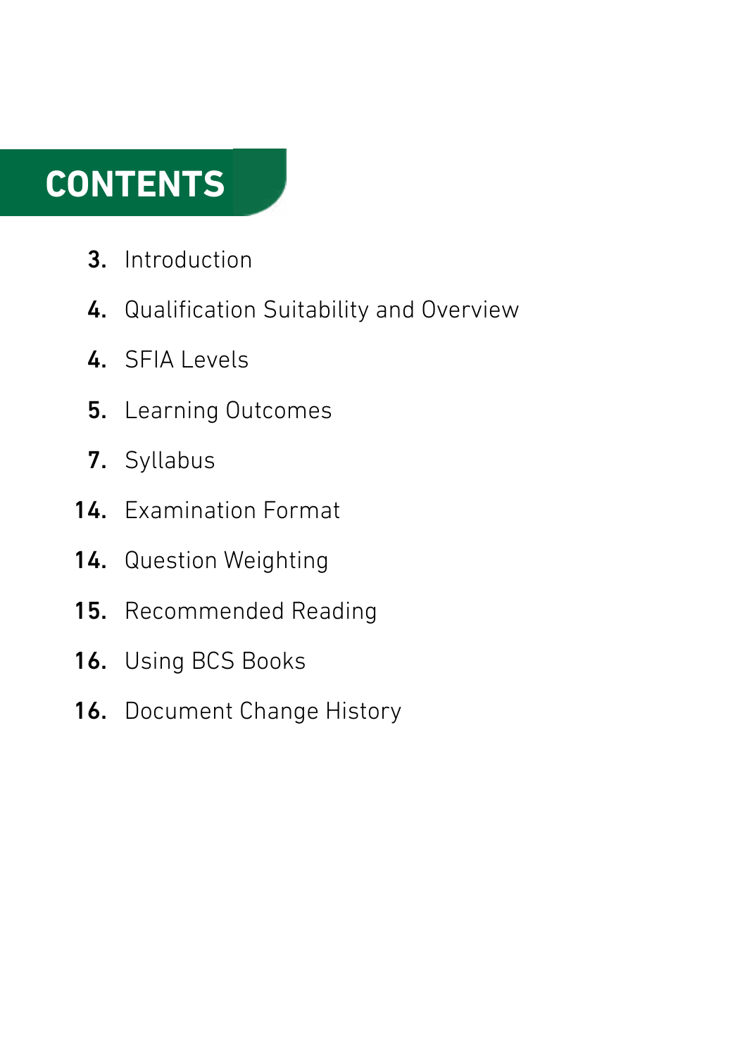# CONTENTS

3. Introduction
4. Qualification Suitability and Overview
4. SFIA Levels
5. Learning Outcomes
7. Syllabus
14. Examination Format
14. Question Weighting
15. Recommended Reading
16. Using BCS Books
16. Document Change History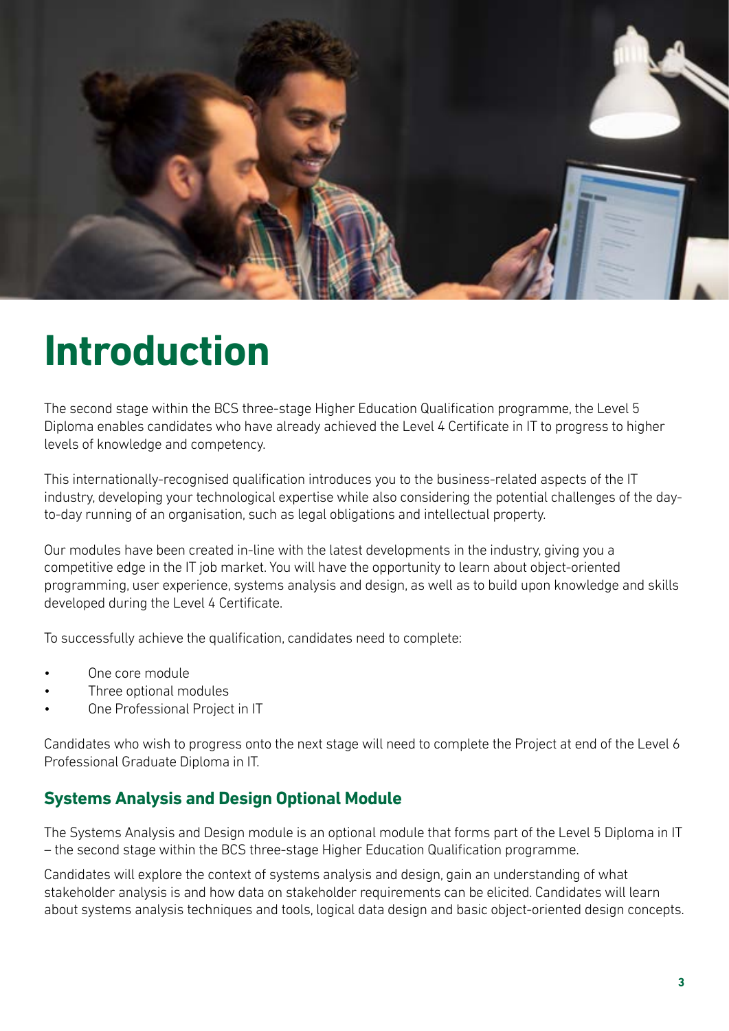# Introduction

The second stage within the BCS three-stage Higher Education Qualification programme, the Level 5 Diploma enables candidates who have already achieved the Level 4 Certificate in IT to progress to higher levels of knowledge and competency.

This internationally-recognised qualification introduces you to the business-related aspects of the IT industry, developing your technological expertise while also considering the potential challenges of the day-to-day running of an organisation, such as legal obligations and intellectual property.

Our modules have been created in-line with the latest developments in the industry, giving you a competitive edge in the IT job market. You will have the opportunity to learn about object-oriented programming, user experience, systems analysis and design, as well as to build upon knowledge and skills developed during the Level 4 Certificate.

To successfully achieve the qualification, candidates need to complete:

- One core module
- Three optional modules
- One Professional Project in IT

Candidates who wish to progress onto the next stage will need to complete the Project at end of the Level 6 Professional Graduate Diploma in IT.

## Systems Analysis and Design Optional Module

The Systems Analysis and Design module is an optional module that forms part of the Level 5 Diploma in IT – the second stage within the BCS three-stage Higher Education Qualification programme.

Candidates will explore the context of systems analysis and design, gain an understanding of what stakeholder analysis is and how data on stakeholder requirements can be elicited. Candidates will learn about systems analysis techniques and tools, logical data design and basic object-oriented design concepts.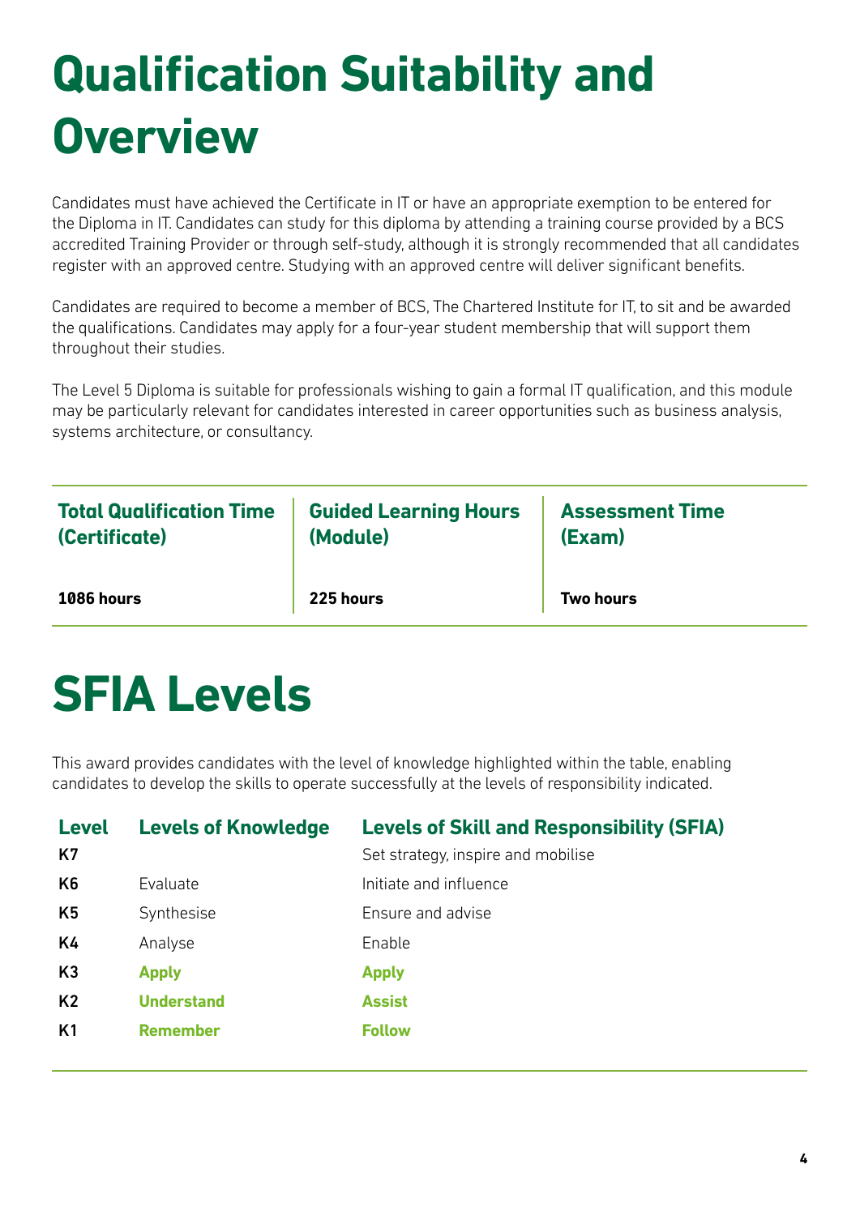# Qualification Suitability and Overview

Candidates must have achieved the Certificate in IT or have an appropriate exemption to be entered for the Diploma in IT. Candidates can study for this diploma by attending a training course provided by a BCS accredited Training Provider or through self-study, although it is strongly recommended that all candidates register with an approved centre. Studying with an approved centre will deliver significant benefits.

Candidates are required to become a member of BCS, The Chartered Institute for IT, to sit and be awarded the qualifications. Candidates may apply for a four-year student membership that will support them throughout their studies.

The Level 5 Diploma is suitable for professionals wishing to gain a formal IT qualification, and this module may be particularly relevant for candidates interested in career opportunities such as business analysis, systems architecture, or consultancy.

| Total Qualification Time (Certificate) | Guided Learning Hours (Module) | Assessment Time (Exam) |
|---|---|---|
| **1086 hours** | **225 hours** | **Two hours** |

# SFIA Levels

This award provides candidates with the level of knowledge highlighted within the table, enabling candidates to develop the skills to operate successfully at the levels of responsibility indicated.

| Level | Levels of Knowledge | Levels of Skill and Responsibility (SFIA) |
|---|---|---|
| K7 | | Set strategy, inspire and mobilise |
| K6 | Evaluate | Initiate and influence |
| K5 | Synthesise | Ensure and advise |
| K4 | Analyse | Enable |
| K3 | **Apply** | **Apply** |
| K2 | **Understand** | **Assist** |
| K1 | **Remember** | **Follow** |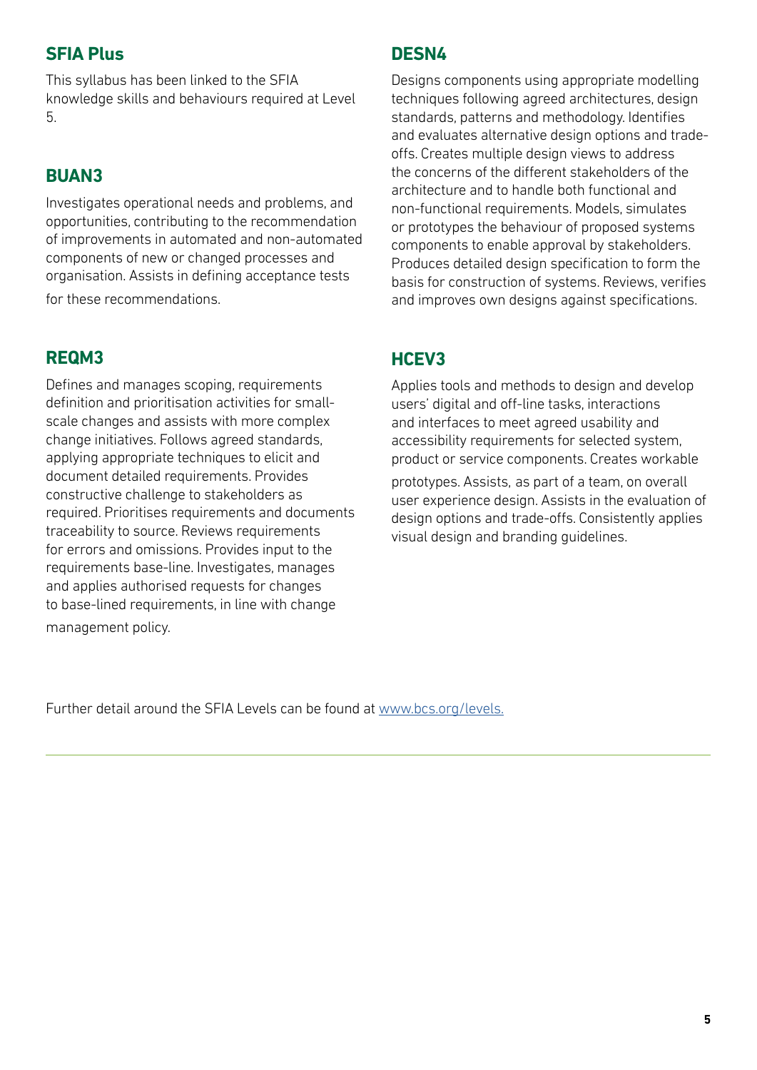## SFIA Plus

This syllabus has been linked to the SFIA knowledge skills and behaviours required at Level 5.

## BUAN3

Investigates operational needs and problems, and opportunities, contributing to the recommendation of improvements in automated and non-automated components of new or changed processes and organisation. Assists in defining acceptance tests for these recommendations.

## REQM3

Defines and manages scoping, requirements definition and prioritisation activities for small-scale changes and assists with more complex change initiatives. Follows agreed standards, applying appropriate techniques to elicit and document detailed requirements. Provides constructive challenge to stakeholders as required. Prioritises requirements and documents traceability to source. Reviews requirements for errors and omissions. Provides input to the requirements base-line. Investigates, manages and applies authorised requests for changes to base-lined requirements, in line with change management policy.

## DESN4

Designs components using appropriate modelling techniques following agreed architectures, design standards, patterns and methodology. Identifies and evaluates alternative design options and trade-offs. Creates multiple design views to address the concerns of the different stakeholders of the architecture and to handle both functional and non-functional requirements. Models, simulates or prototypes the behaviour of proposed systems components to enable approval by stakeholders. Produces detailed design specification to form the basis for construction of systems. Reviews, verifies and improves own designs against specifications.

## HCEV3

Applies tools and methods to design and develop users' digital and off-line tasks, interactions and interfaces to meet agreed usability and accessibility requirements for selected system, product or service components. Creates workable prototypes. Assists, as part of a team, on overall user experience design. Assists in the evaluation of design options and trade-offs. Consistently applies visual design and branding guidelines.

Further detail around the SFIA Levels can be found at [www.bcs.org/levels.](http://www.bcs.org/levels)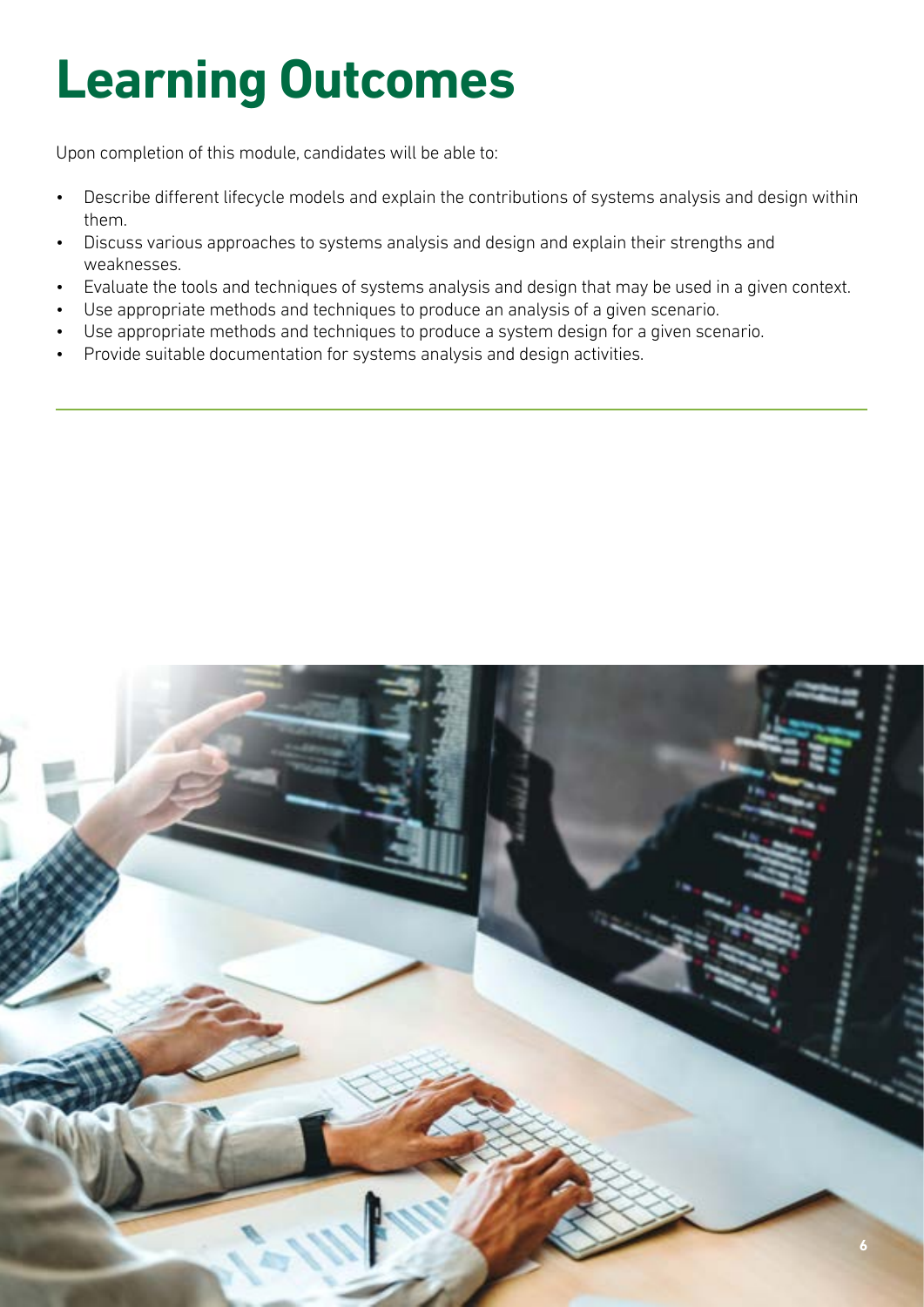# Learning Outcomes

Upon completion of this module, candidates will be able to:

- Describe different lifecycle models and explain the contributions of systems analysis and design within them.
- Discuss various approaches to systems analysis and design and explain their strengths and weaknesses.
- Evaluate the tools and techniques of systems analysis and design that may be used in a given context.
- Use appropriate methods and techniques to produce an analysis of a given scenario.
- Use appropriate methods and techniques to produce a system design for a given scenario.
- Provide suitable documentation for systems analysis and design activities.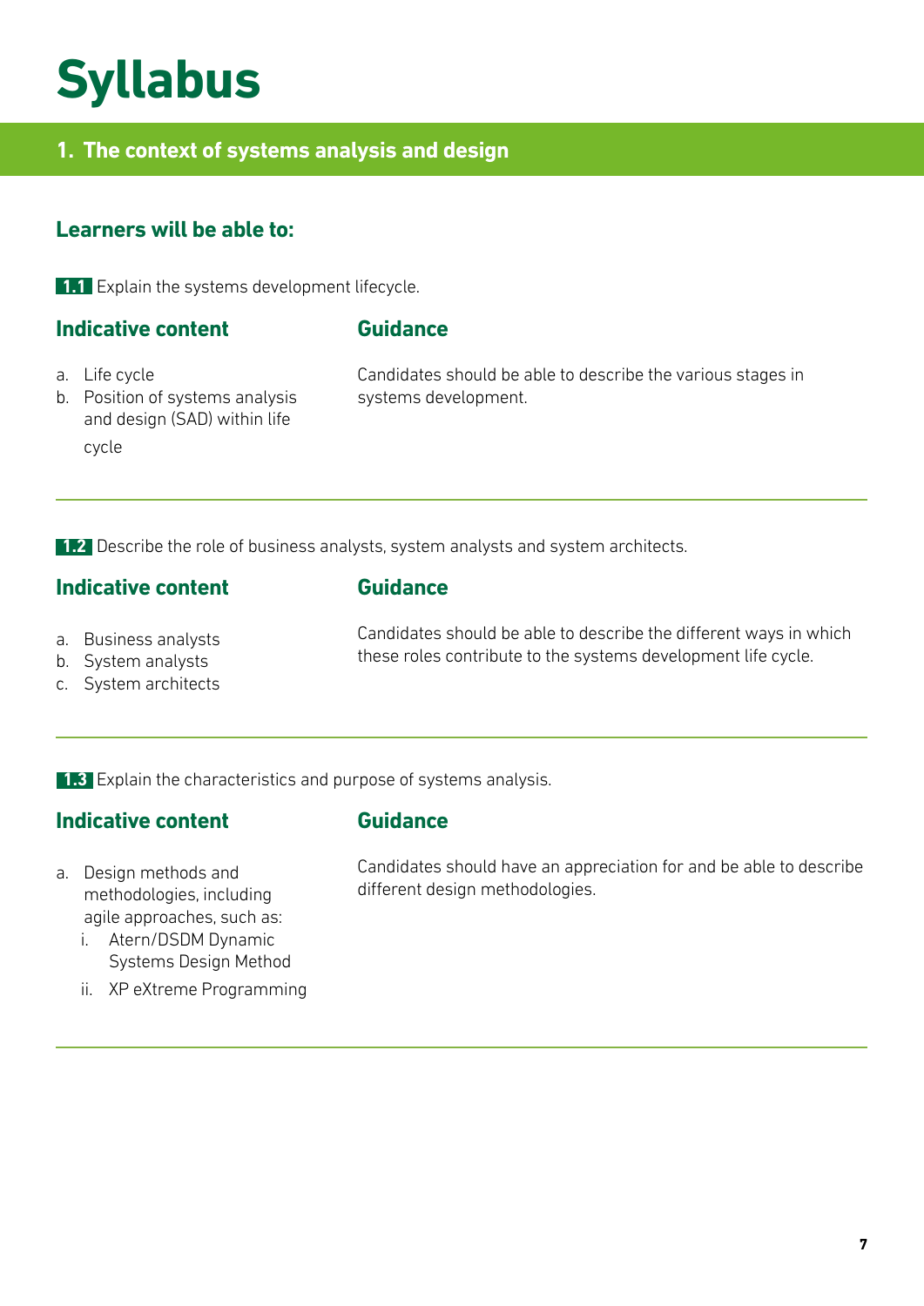# Syllabus

## 1. The context of systems analysis and design

### Learners will be able to:

**1.1** Explain the systems development lifecycle.

| Indicative content | Guidance |
| --- | --- |
| a. Life cycle<br>b. Position of systems analysis and design (SAD) within life cycle | Candidates should be able to describe the various stages in systems development. |

**1.2** Describe the role of business analysts, system analysts and system architects.

| Indicative content | Guidance |
| --- | --- |
| a. Business analysts<br>b. System analysts<br>c. System architects | Candidates should be able to describe the different ways in which these roles contribute to the systems development life cycle. |

**1.3** Explain the characteristics and purpose of systems analysis.

| Indicative content | Guidance |
| --- | --- |
| a. Design methods and methodologies, including agile approaches, such as:<br>i. Atern/DSDM Dynamic Systems Design Method<br>ii. XP eXtreme Programming | Candidates should have an appreciation for and be able to describe different design methodologies. |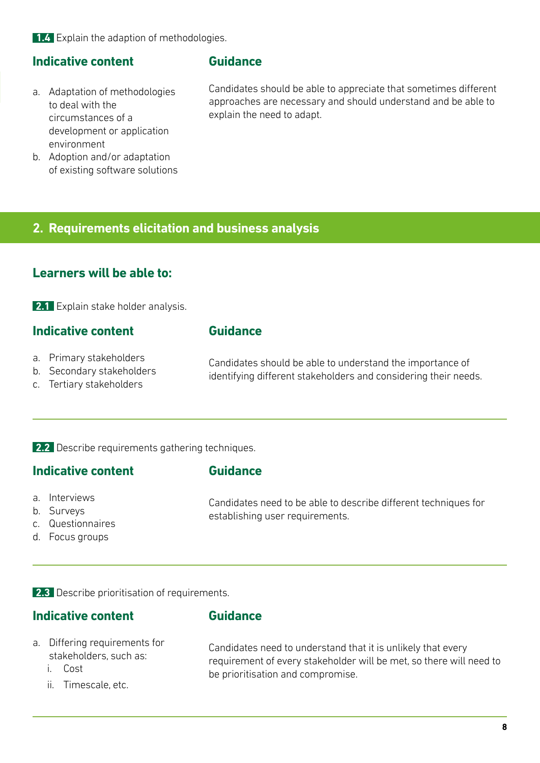**1.4** Explain the adaption of methodologies.

### Indicative content

a. Adaptation of methodologies to deal with the circumstances of a development or application environment
b. Adoption and/or adaptation of existing software solutions

### Guidance

Candidates should be able to appreciate that sometimes different approaches are necessary and should understand and be able to explain the need to adapt.

## 2. Requirements elicitation and business analysis

### Learners will be able to:

**2.1** Explain stake holder analysis.

### Indicative content

a. Primary stakeholders
b. Secondary stakeholders
c. Tertiary stakeholders

### Guidance

Candidates should be able to understand the importance of identifying different stakeholders and considering their needs.

---

**2.2** Describe requirements gathering techniques.

### Indicative content

a. Interviews
b. Surveys
c. Questionnaires
d. Focus groups

### Guidance

Candidates need to be able to describe different techniques for establishing user requirements.

---

**2.3** Describe prioritisation of requirements.

### Indicative content

a. Differing requirements for stakeholders, such as:
   i. Cost
   ii. Timescale, etc.

### Guidance

Candidates need to understand that it is unlikely that every requirement of every stakeholder will be met, so there will need to be prioritisation and compromise.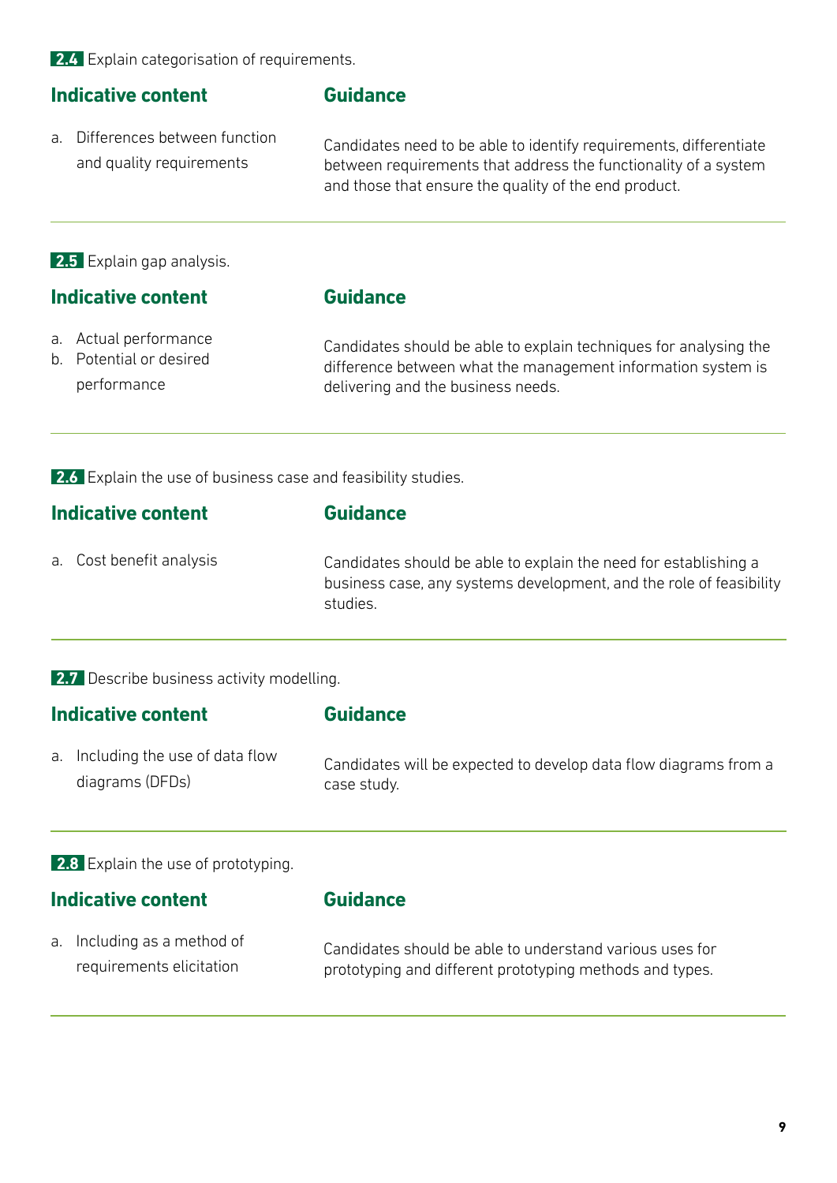**2.4** Explain categorisation of requirements.

| Indicative content | Guidance |
|---|---|
| a. Differences between function and quality requirements | Candidates need to be able to identify requirements, differentiate between requirements that address the functionality of a system and those that ensure the quality of the end product. |

**2.5** Explain gap analysis.

| Indicative content | Guidance |
|---|---|
| a. Actual performance<br>b. Potential or desired performance | Candidates should be able to explain techniques for analysing the difference between what the management information system is delivering and the business needs. |

**2.6** Explain the use of business case and feasibility studies.

| Indicative content | Guidance |
|---|---|
| a. Cost benefit analysis | Candidates should be able to explain the need for establishing a business case, any systems development, and the role of feasibility studies. |

**2.7** Describe business activity modelling.

| Indicative content | Guidance |
|---|---|
| a. Including the use of data flow diagrams (DFDs) | Candidates will be expected to develop data flow diagrams from a case study. |

**2.8** Explain the use of prototyping.

| Indicative content | Guidance |
|---|---|
| a. Including as a method of requirements elicitation | Candidates should be able to understand various uses for prototyping and different prototyping methods and types. |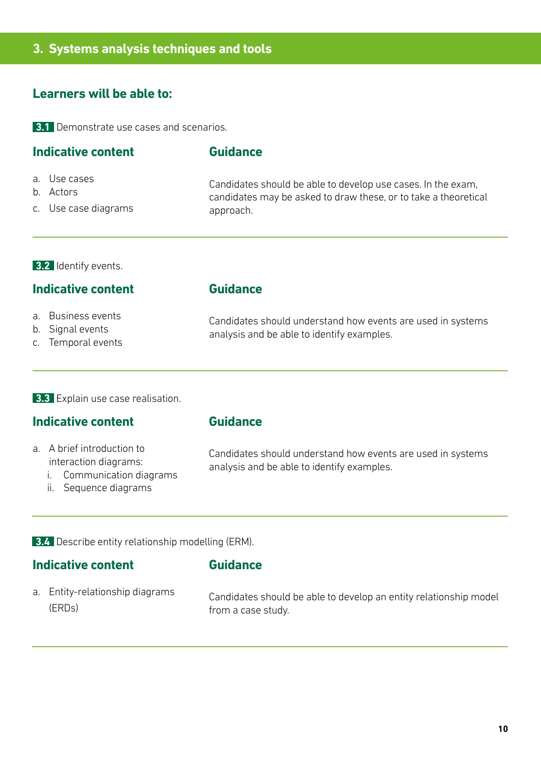## 3. Systems analysis techniques and tools

### Learners will be able to:

**3.1** Demonstrate use cases and scenarios.

| Indicative content | Guidance |
|---|---|
| a. Use cases<br>b. Actors<br>c. Use case diagrams | Candidates should be able to develop use cases. In the exam, candidates may be asked to draw these, or to take a theoretical approach. |

**3.2** Identify events.

| Indicative content | Guidance |
|---|---|
| a. Business events<br>b. Signal events<br>c. Temporal events | Candidates should understand how events are used in systems analysis and be able to identify examples. |

**3.3** Explain use case realisation.

| Indicative content | Guidance |
|---|---|
| a. A brief introduction to interaction diagrams:<br>i. Communication diagrams<br>ii. Sequence diagrams | Candidates should understand how events are used in systems analysis and be able to identify examples. |

**3.4** Describe entity relationship modelling (ERM).

| Indicative content | Guidance |
|---|---|
| a. Entity-relationship diagrams (ERDs) | Candidates should be able to develop an entity relationship model from a case study. |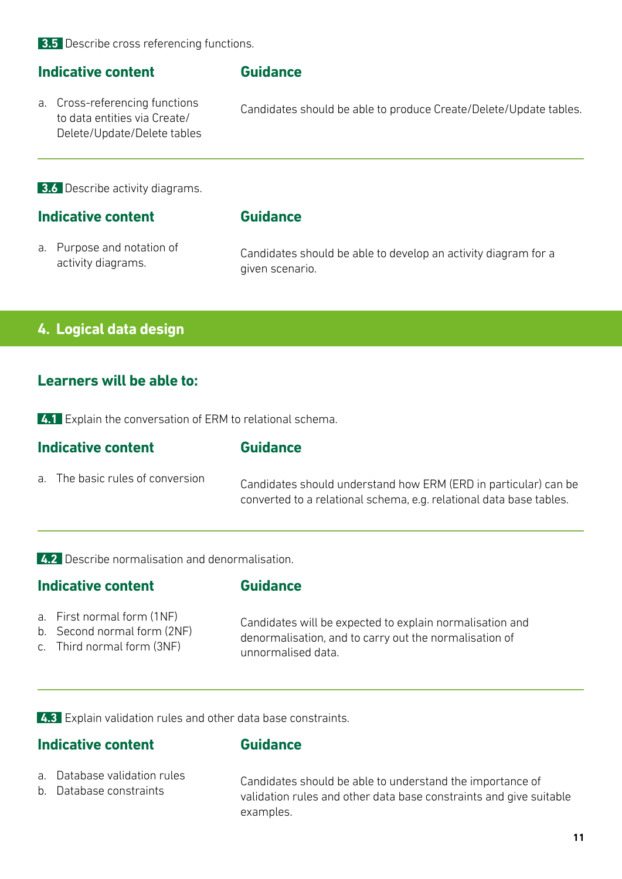**3.5** Describe cross referencing functions.

| Indicative content | Guidance |
|---|---|
| a. Cross-referencing functions to data entities via Create/Delete/Update/Delete tables | Candidates should be able to produce Create/Delete/Update tables. |

**3.6** Describe activity diagrams.

| Indicative content | Guidance |
|---|---|
| a. Purpose and notation of activity diagrams. | Candidates should be able to develop an activity diagram for a given scenario. |

## 4. Logical data design

### Learners will be able to:

**4.1** Explain the conversation of ERM to relational schema.

| Indicative content | Guidance |
|---|---|
| a. The basic rules of conversion | Candidates should understand how ERM (ERD in particular) can be converted to a relational schema, e.g. relational data base tables. |

**4.2** Describe normalisation and denormalisation.

| Indicative content | Guidance |
|---|---|
| a. First normal form (1NF)<br>b. Second normal form (2NF)<br>c. Third normal form (3NF) | Candidates will be expected to explain normalisation and denormalisation, and to carry out the normalisation of unnormalised data. |

**4.3** Explain validation rules and other data base constraints.

| Indicative content | Guidance |
|---|---|
| a. Database validation rules<br>b. Database constraints | Candidates should be able to understand the importance of validation rules and other data base constraints and give suitable examples. |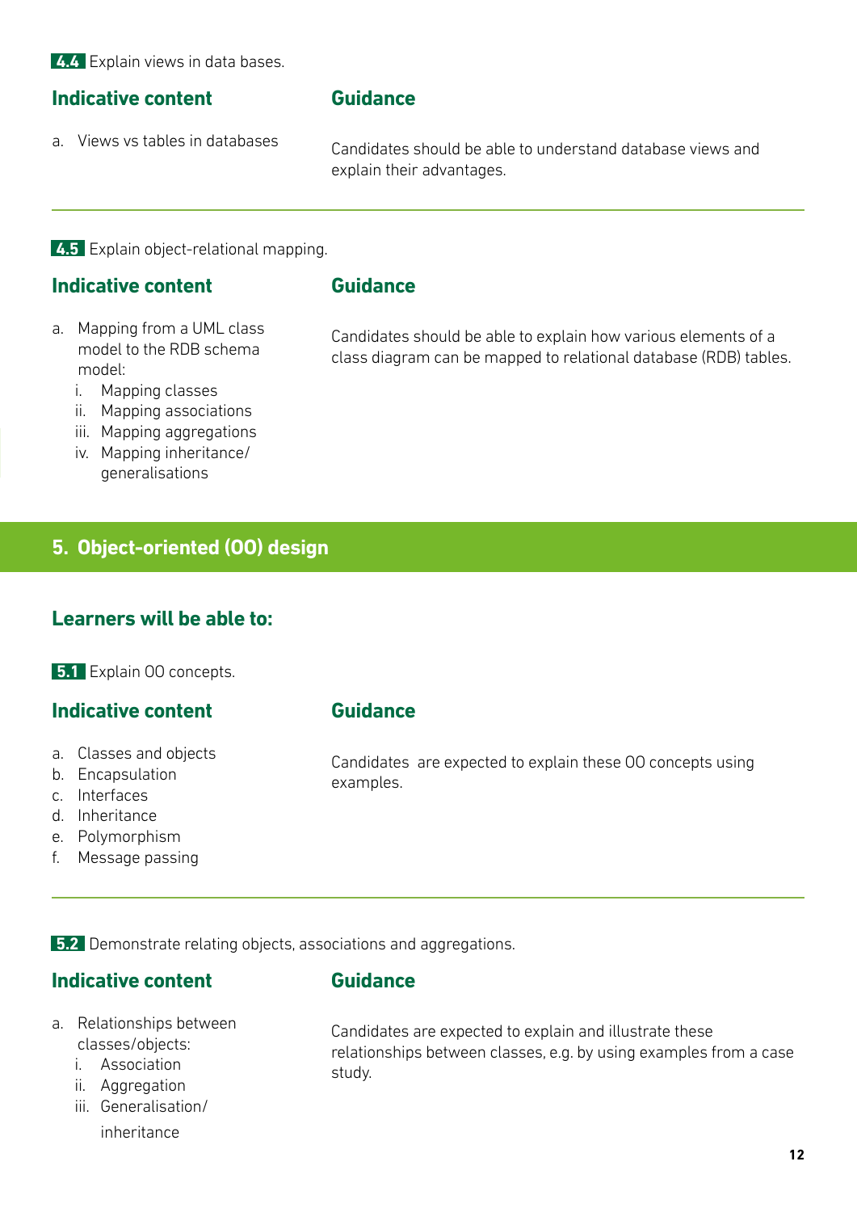**4.4** Explain views in data bases.

| Indicative content | Guidance |
|---|---|
| a. Views vs tables in databases | Candidates should be able to understand database views and explain their advantages. |

**4.5** Explain object-relational mapping.

| Indicative content | Guidance |
|---|---|
| a. Mapping from a UML class model to the RDB schema model:<br>i. Mapping classes<br>ii. Mapping associations<br>iii. Mapping aggregations<br>iv. Mapping inheritance/ generalisations | Candidates should be able to explain how various elements of a class diagram can be mapped to relational database (RDB) tables. |

## 5. Object-oriented (OO) design

### Learners will be able to:

**5.1** Explain OO concepts.

| Indicative content | Guidance |
|---|---|
| a. Classes and objects<br>b. Encapsulation<br>c. Interfaces<br>d. Inheritance<br>e. Polymorphism<br>f. Message passing | Candidates are expected to explain these OO concepts using examples. |

**5.2** Demonstrate relating objects, associations and aggregations.

| Indicative content | Guidance |
|---|---|
| a. Relationships between classes/objects:<br>i. Association<br>ii. Aggregation<br>iii. Generalisation/ inheritance | Candidates are expected to explain and illustrate these relationships between classes, e.g. by using examples from a case study. |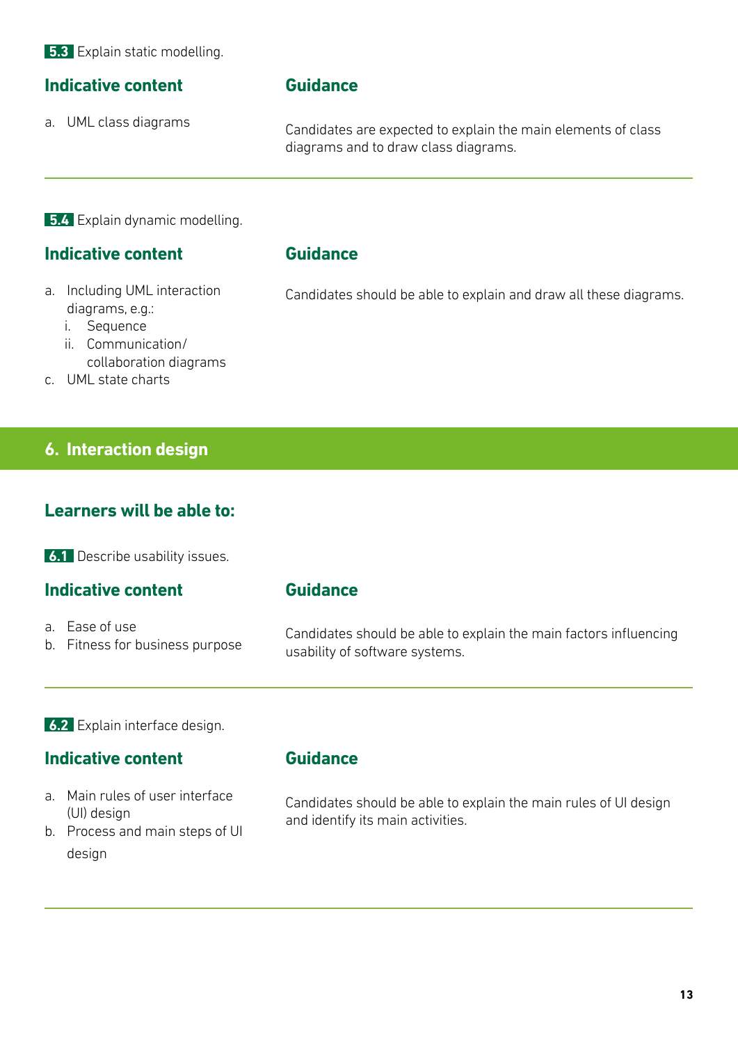**5.3** Explain static modelling.

| Indicative content | Guidance |
| --- | --- |
| a. UML class diagrams | Candidates are expected to explain the main elements of class diagrams and to draw class diagrams. |

**5.4** Explain dynamic modelling.

| Indicative content | Guidance |
| --- | --- |
| a. Including UML interaction diagrams, e.g.:<br>i. Sequence<br>ii. Communication/ collaboration diagrams<br>c. UML state charts | Candidates should be able to explain and draw all these diagrams. |

## 6. Interaction design

### Learners will be able to:

**6.1** Describe usability issues.

| Indicative content | Guidance |
| --- | --- |
| a. Ease of use<br>b. Fitness for business purpose | Candidates should be able to explain the main factors influencing usability of software systems. |

**6.2** Explain interface design.

| Indicative content | Guidance |
| --- | --- |
| a. Main rules of user interface (UI) design<br>b. Process and main steps of UI design | Candidates should be able to explain the main rules of UI design and identify its main activities. |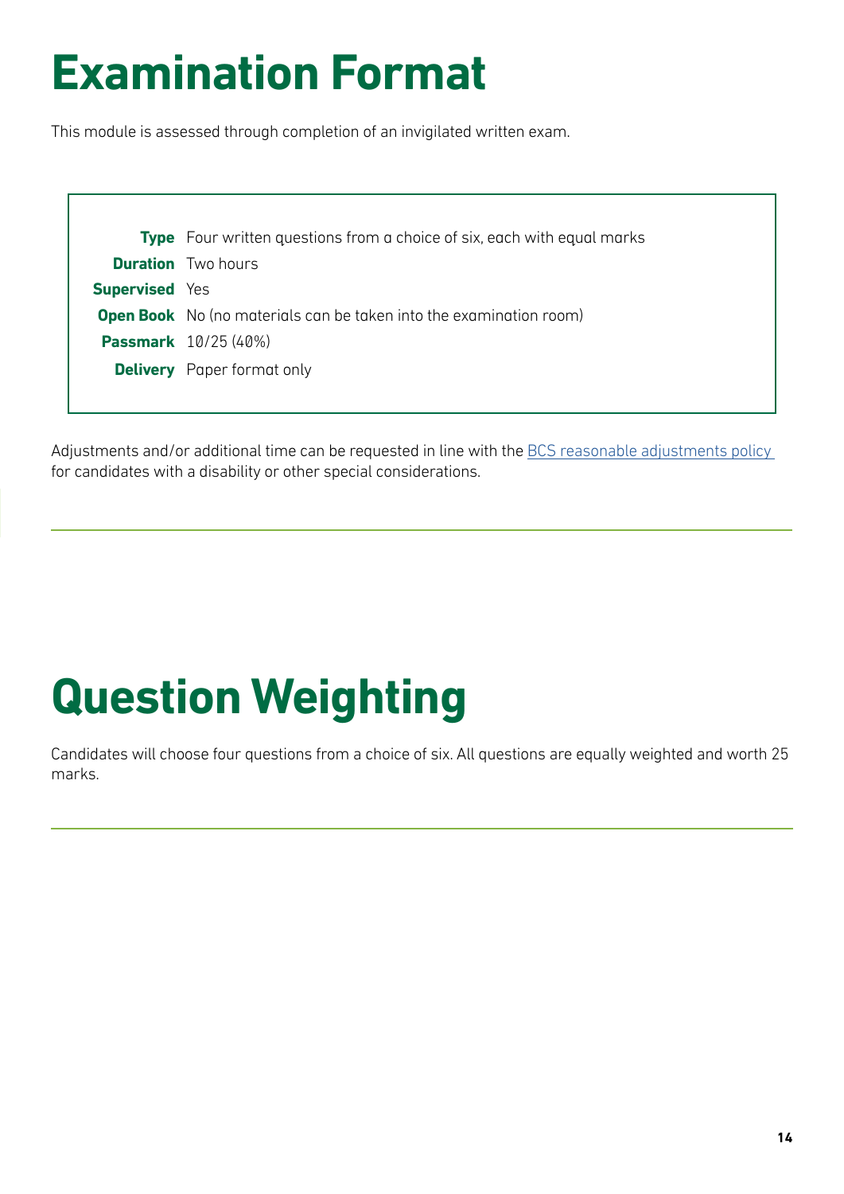# Examination Format

This module is assessed through completion of an invigilated written exam.

| | |
|---|---|
| **Type** | Four written questions from a choice of six, each with equal marks |
| **Duration** | Two hours |
| **Supervised** | Yes |
| **Open Book** | No (no materials can be taken into the examination room) |
| **Passmark** | 10/25 (40%) |
| **Delivery** | Paper format only |

Adjustments and/or additional time can be requested in line with the BCS reasonable adjustments policy for candidates with a disability or other special considerations.

# Question Weighting

Candidates will choose four questions from a choice of six. All questions are equally weighted and worth 25 marks.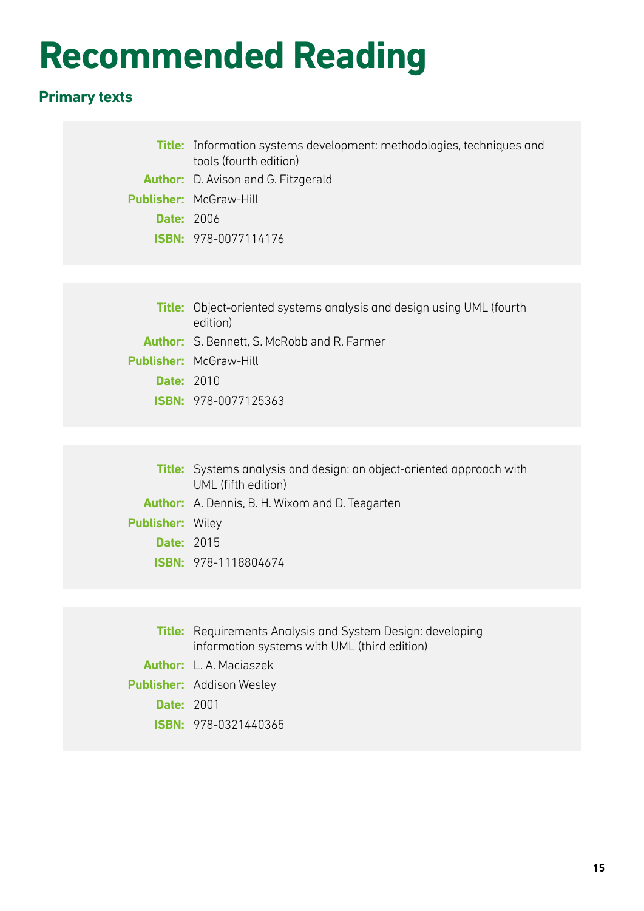# Recommended Reading

## Primary texts

**Title:** Information systems development: methodologies, techniques and tools (fourth edition)
**Author:** D. Avison and G. Fitzgerald
**Publisher:** McGraw-Hill
**Date:** 2006
**ISBN:** 978-0077114176

**Title:** Object-oriented systems analysis and design using UML (fourth edition)
**Author:** S. Bennett, S. McRobb and R. Farmer
**Publisher:** McGraw-Hill
**Date:** 2010
**ISBN:** 978-0077125363

**Title:** Systems analysis and design: an object-oriented approach with UML (fifth edition)
**Author:** A. Dennis, B. H. Wixom and D. Teagarten
**Publisher:** Wiley
**Date:** 2015
**ISBN:** 978-1118804674

**Title:** Requirements Analysis and System Design: developing information systems with UML (third edition)
**Author:** L. A. Maciaszek
**Publisher:** Addison Wesley
**Date:** 2001
**ISBN:** 978-0321440365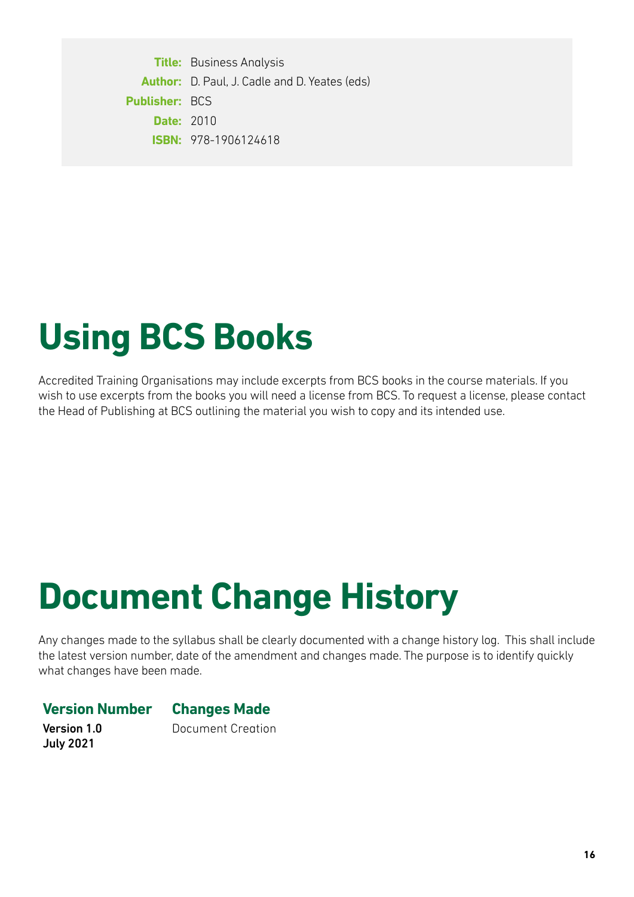**Title:** Business Analysis
**Author:** D. Paul, J. Cadle and D. Yeates (eds)
**Publisher:** BCS
**Date:** 2010
**ISBN:** 978-1906124618

# Using BCS Books

Accredited Training Organisations may include excerpts from BCS books in the course materials. If you wish to use excerpts from the books you will need a license from BCS. To request a license, please contact the Head of Publishing at BCS outlining the material you wish to copy and its intended use.

# Document Change History

Any changes made to the syllabus shall be clearly documented with a change history log. This shall include the latest version number, date of the amendment and changes made. The purpose is to identify quickly what changes have been made.

| Version Number | Changes Made |
| --- | --- |
| **Version 1.0 July 2021** | Document Creation |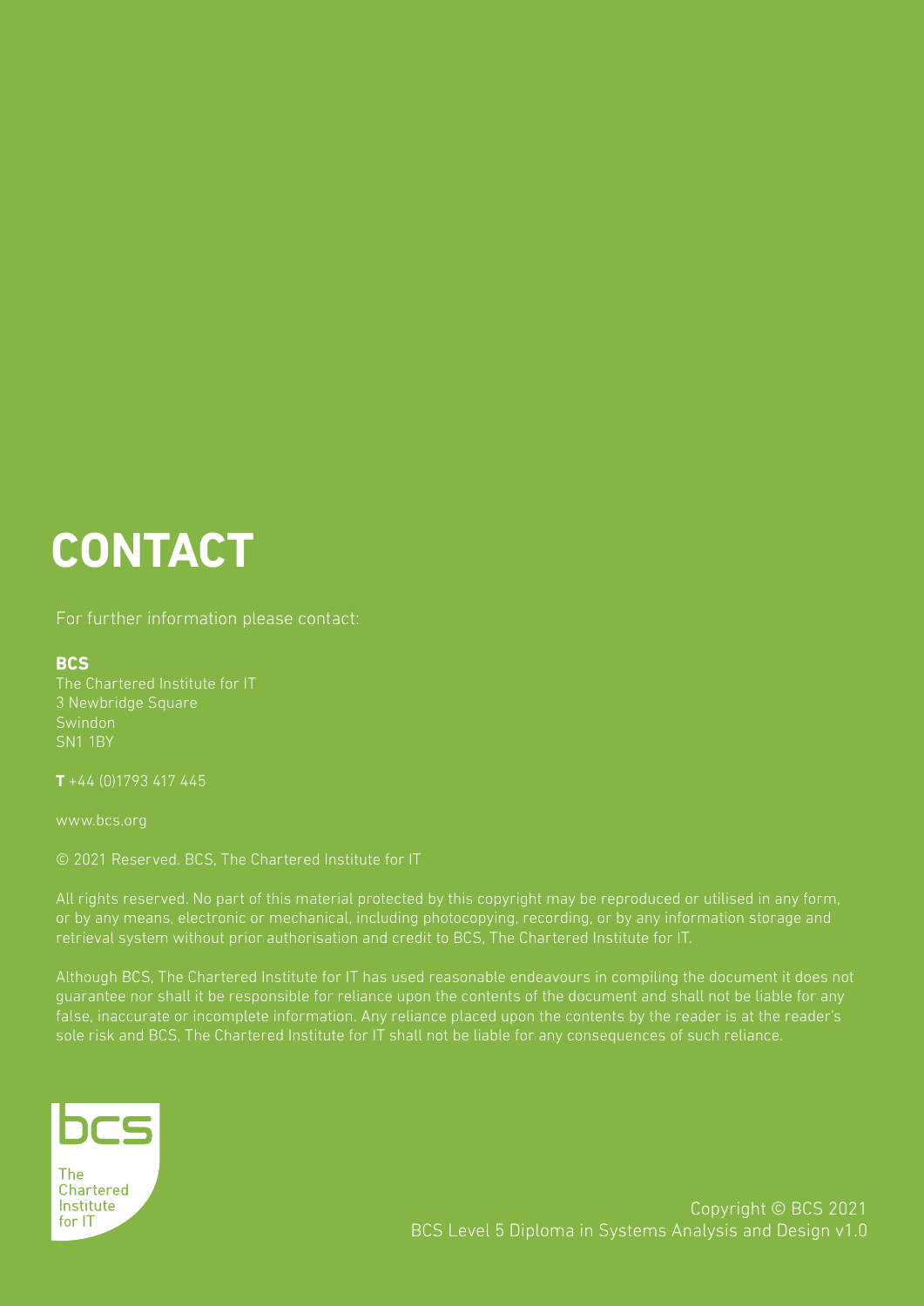# CONTACT

For further information please contact:

**BCS**
The Chartered Institute for IT
3 Newbridge Square
Swindon
SN1 1BY

**T** +44 (0)1793 417 445

www.bcs.org

© 2021 Reserved. BCS, The Chartered Institute for IT

All rights reserved. No part of this material protected by this copyright may be reproduced or utilised in any form, or by any means, electronic or mechanical, including photocopying, recording, or by any information storage and retrieval system without prior authorisation and credit to BCS, The Chartered Institute for IT.

Although BCS, The Chartered Institute for IT has used reasonable endeavours in compiling the document it does not guarantee nor shall it be responsible for reliance upon the contents of the document and shall not be liable for any false, inaccurate or incomplete information. Any reliance placed upon the contents by the reader is at the reader's sole risk and BCS, The Chartered Institute for IT shall not be liable for any consequences of such reliance.

bcs
The Chartered Institute for IT

Copyright © BCS 2021
BCS Level 5 Diploma in Systems Analysis and Design v1.0